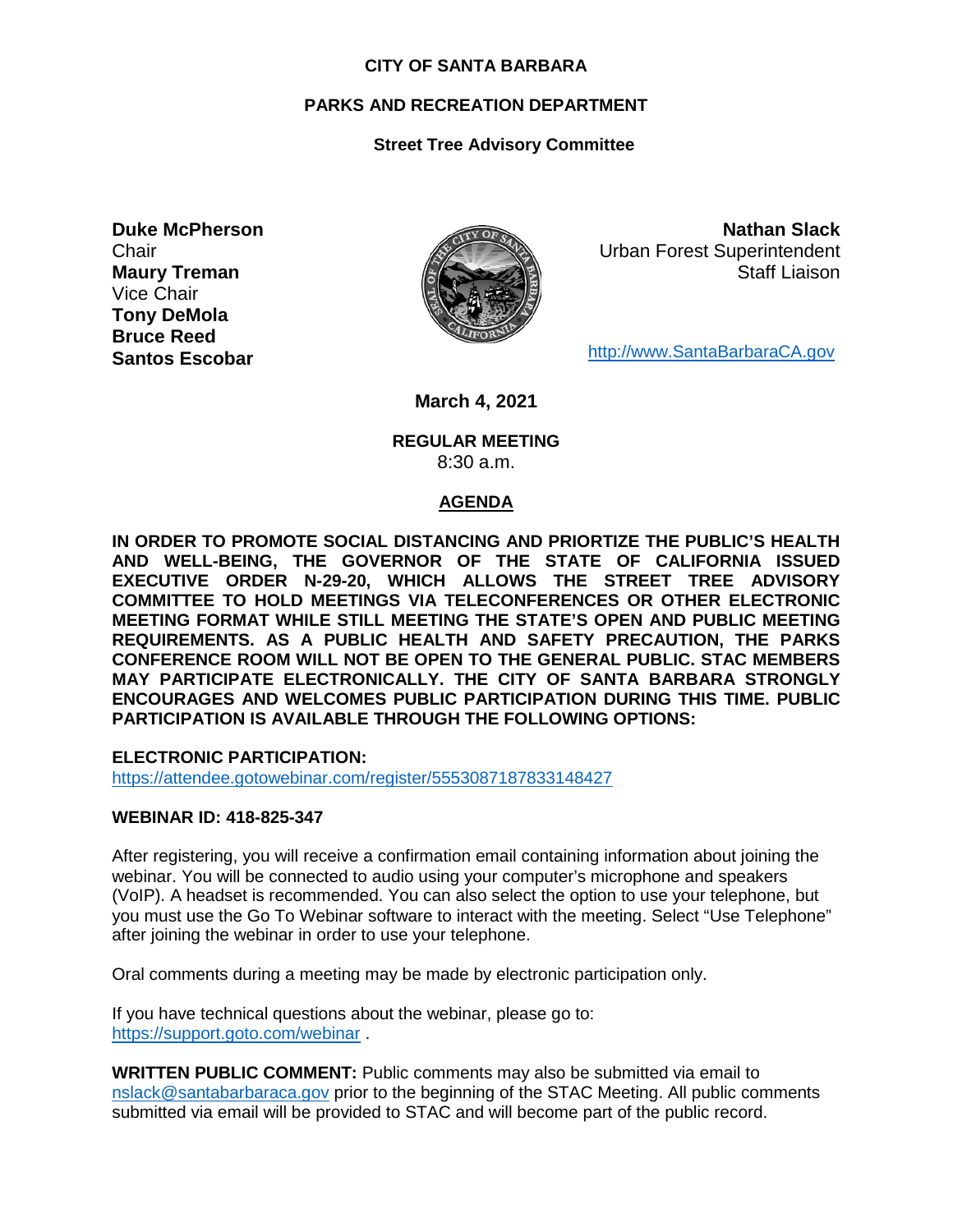**CITY OF SANTA BARBARA**

**PARKS AND RECREATION DEPARTMENT**

**Street Tree Advisory Committee**

**Duke McPherson**
Chair
**Maury Treman**
Vice Chair
**Tony DeMola**
**Bruce Reed**
**Santos Escobar**

**Nathan Slack**
Urban Forest Superintendent
Staff Liaison

http://www.SantaBarbaraCA.gov

**March 4, 2021**

**REGULAR MEETING**
8:30 a.m.

**AGENDA**

**IN ORDER TO PROMOTE SOCIAL DISTANCING AND PRIORTIZE THE PUBLIC'S HEALTH AND WELL-BEING, THE GOVERNOR OF THE STATE OF CALIFORNIA ISSUED EXECUTIVE ORDER N-29-20, WHICH ALLOWS THE STREET TREE ADVISORY COMMITTEE TO HOLD MEETINGS VIA TELECONFERENCES OR OTHER ELECTRONIC MEETING FORMAT WHILE STILL MEETING THE STATE'S OPEN AND PUBLIC MEETING REQUIREMENTS. AS A PUBLIC HEALTH AND SAFETY PRECAUTION, THE PARKS CONFERENCE ROOM WILL NOT BE OPEN TO THE GENERAL PUBLIC. STAC MEMBERS MAY PARTICIPATE ELECTRONICALLY. THE CITY OF SANTA BARBARA STRONGLY ENCOURAGES AND WELCOMES PUBLIC PARTICIPATION DURING THIS TIME. PUBLIC PARTICIPATION IS AVAILABLE THROUGH THE FOLLOWING OPTIONS:**

**ELECTRONIC PARTICIPATION:**
https://attendee.gotowebinar.com/register/5553087187833148427

**WEBINAR ID: 418-825-347**

After registering, you will receive a confirmation email containing information about joining the webinar. You will be connected to audio using your computer's microphone and speakers (VoIP). A headset is recommended. You can also select the option to use your telephone, but you must use the Go To Webinar software to interact with the meeting. Select "Use Telephone" after joining the webinar in order to use your telephone.

Oral comments during a meeting may be made by electronic participation only.

If you have technical questions about the webinar, please go to:
https://support.goto.com/webinar .

**WRITTEN PUBLIC COMMENT:** Public comments may also be submitted via email to nslack@santabarbaraca.gov prior to the beginning of the STAC Meeting. All public comments submitted via email will be provided to STAC and will become part of the public record.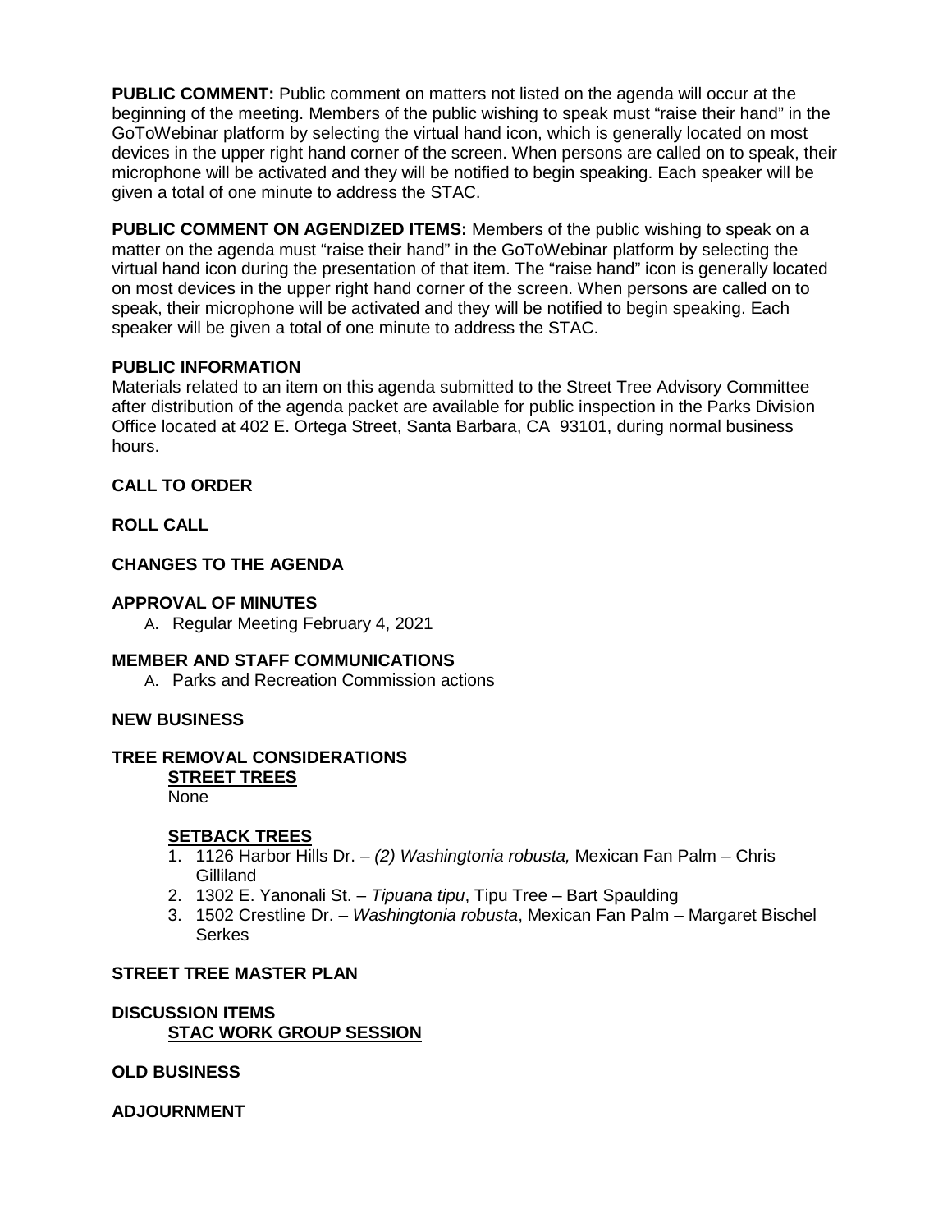**PUBLIC COMMENT:** Public comment on matters not listed on the agenda will occur at the beginning of the meeting. Members of the public wishing to speak must "raise their hand" in the GoToWebinar platform by selecting the virtual hand icon, which is generally located on most devices in the upper right hand corner of the screen. When persons are called on to speak, their microphone will be activated and they will be notified to begin speaking. Each speaker will be given a total of one minute to address the STAC.

**PUBLIC COMMENT ON AGENDIZED ITEMS:** Members of the public wishing to speak on a matter on the agenda must "raise their hand" in the GoToWebinar platform by selecting the virtual hand icon during the presentation of that item. The "raise hand" icon is generally located on most devices in the upper right hand corner of the screen. When persons are called on to speak, their microphone will be activated and they will be notified to begin speaking. Each speaker will be given a total of one minute to address the STAC.

**PUBLIC INFORMATION**

Materials related to an item on this agenda submitted to the Street Tree Advisory Committee after distribution of the agenda packet are available for public inspection in the Parks Division Office located at 402 E. Ortega Street, Santa Barbara, CA 93101, during normal business hours.

**CALL TO ORDER**

**ROLL CALL**

**CHANGES TO THE AGENDA**

**APPROVAL OF MINUTES**

A. Regular Meeting February 4, 2021

**MEMBER AND STAFF COMMUNICATIONS**

A. Parks and Recreation Commission actions

**NEW BUSINESS**

**TREE REMOVAL CONSIDERATIONS**

**STREET TREES**

None

**SETBACK TREES**

1. 1126 Harbor Hills Dr. – *(2) Washingtonia robusta,* Mexican Fan Palm – Chris Gilliland
2. 1302 E. Yanonali St. – *Tipuana tipu*, Tipu Tree – Bart Spaulding
3. 1502 Crestline Dr. – *Washingtonia robusta*, Mexican Fan Palm – Margaret Bischel Serkes

**STREET TREE MASTER PLAN**

**DISCUSSION ITEMS**

**STAC WORK GROUP SESSION**

**OLD BUSINESS**

**ADJOURNMENT**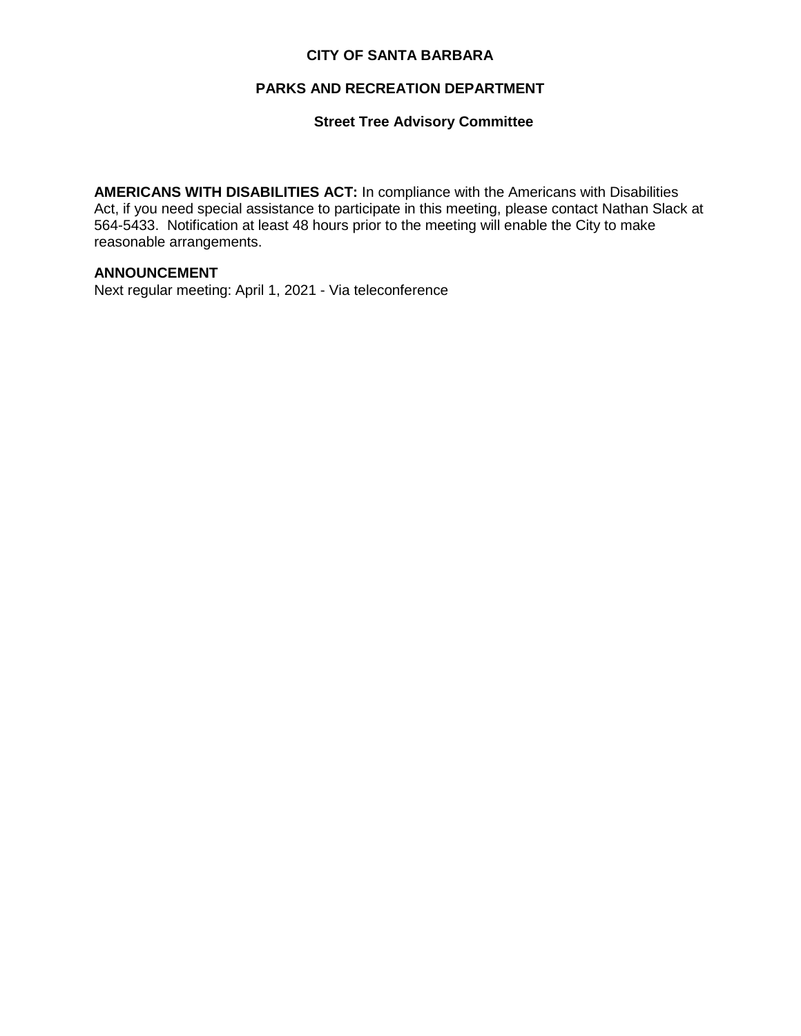**CITY OF SANTA BARBARA**

**PARKS AND RECREATION DEPARTMENT**

**Street Tree Advisory Committee**

**AMERICANS WITH DISABILITIES ACT:** In compliance with the Americans with Disabilities Act, if you need special assistance to participate in this meeting, please contact Nathan Slack at 564-5433. Notification at least 48 hours prior to the meeting will enable the City to make reasonable arrangements.

**ANNOUNCEMENT**

Next regular meeting: April 1, 2021 - Via teleconference